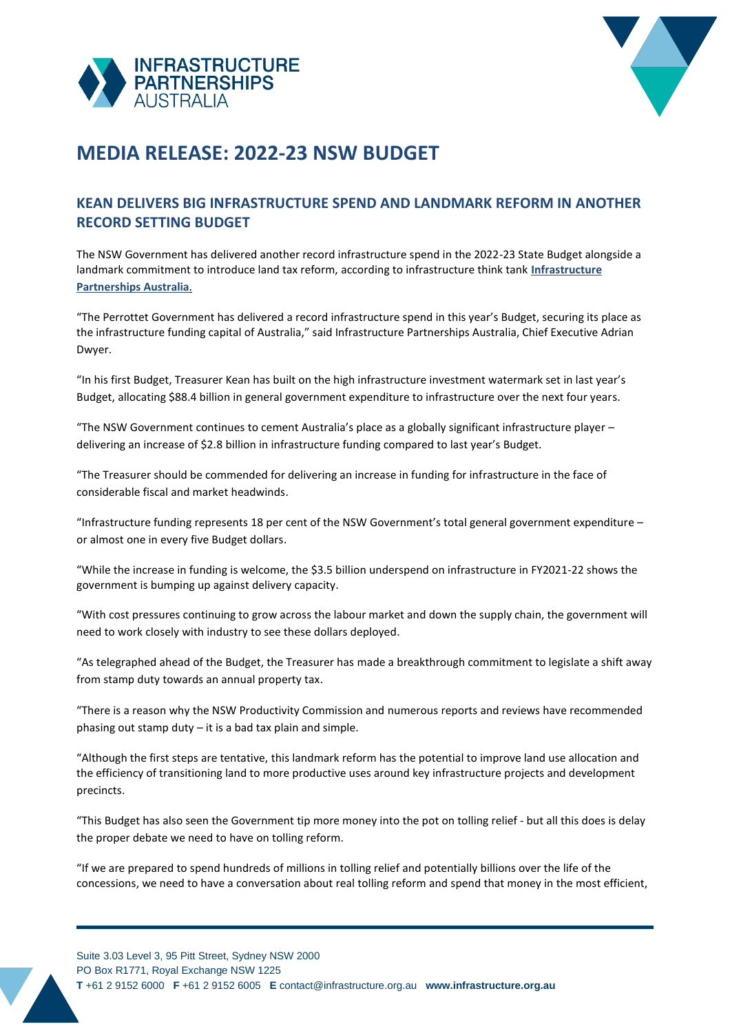# MEDIA RELEASE: 2022-23 NSW BUDGET

## KEAN DELIVERS BIG INFRASTRUCTURE SPEND AND LANDMARK REFORM IN ANOTHER RECORD SETTING BUDGET

The NSW Government has delivered another record infrastructure spend in the 2022-23 State Budget alongside a landmark commitment to introduce land tax reform, according to infrastructure think tank **Infrastructure Partnerships Australia**.

"The Perrottet Government has delivered a record infrastructure spend in this year's Budget, securing its place as the infrastructure funding capital of Australia," said Infrastructure Partnerships Australia, Chief Executive Adrian Dwyer.

"In his first Budget, Treasurer Kean has built on the high infrastructure investment watermark set in last year's Budget, allocating $88.4 billion in general government expenditure to infrastructure over the next four years.

"The NSW Government continues to cement Australia's place as a globally significant infrastructure player – delivering an increase of $2.8 billion in infrastructure funding compared to last year's Budget.

"The Treasurer should be commended for delivering an increase in funding for infrastructure in the face of considerable fiscal and market headwinds.

"Infrastructure funding represents 18 per cent of the NSW Government's total general government expenditure – or almost one in every five Budget dollars.

"While the increase in funding is welcome, the $3.5 billion underspend on infrastructure in FY2021-22 shows the government is bumping up against delivery capacity.

"With cost pressures continuing to grow across the labour market and down the supply chain, the government will need to work closely with industry to see these dollars deployed.

"As telegraphed ahead of the Budget, the Treasurer has made a breakthrough commitment to legislate a shift away from stamp duty towards an annual property tax.

"There is a reason why the NSW Productivity Commission and numerous reports and reviews have recommended phasing out stamp duty – it is a bad tax plain and simple.

"Although the first steps are tentative, this landmark reform has the potential to improve land use allocation and the efficiency of transitioning land to more productive uses around key infrastructure projects and development precincts.

"This Budget has also seen the Government tip more money into the pot on tolling relief - but all this does is delay the proper debate we need to have on tolling reform.

"If we are prepared to spend hundreds of millions in tolling relief and potentially billions over the life of the concessions, we need to have a conversation about real tolling reform and spend that money in the most efficient,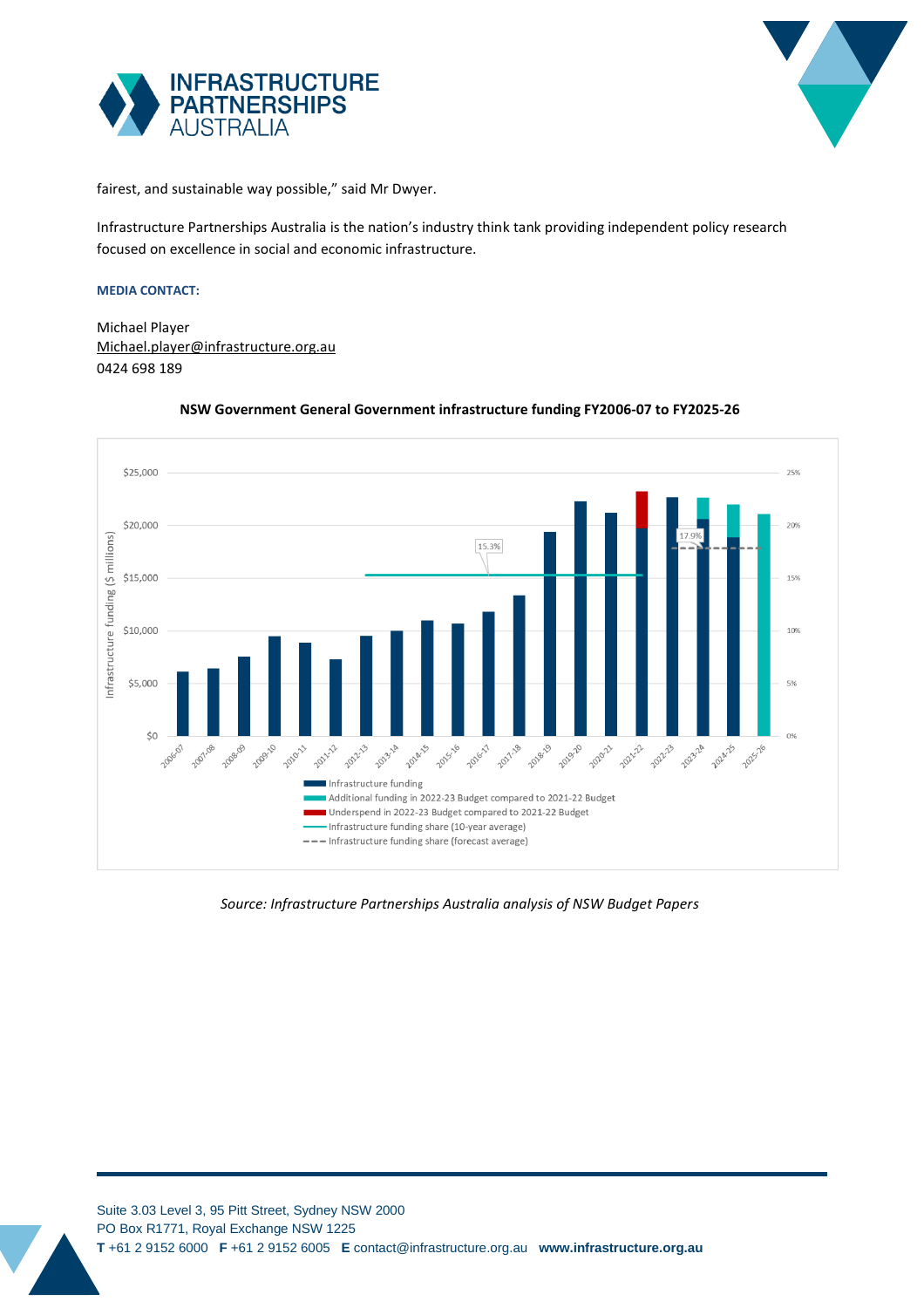fairest, and sustainable way possible," said Mr Dwyer.

Infrastructure Partnerships Australia is the nation's industry think tank providing independent policy research focused on excellence in social and economic infrastructure.

**MEDIA CONTACT:**

Michael Player
Michael.player@infrastructure.org.au
0424 698 189

**NSW Government General Government infrastructure funding FY2006-07 to FY2025-26**

Infrastructure funding ($ millions)

$25,000
$20,000
$15,000
$10,000
$5,000
$0

25%
20%
15%
10%
5%
0%

15.3%
17.9%

2006-07
2007-08
2008-09
2009-10
2010-11
2011-12
2012-13
2013-14
2014-15
2015-16
2016-17
2017-18
2018-19
2019-20
2020-21
2021-22
2022-23
2023-24
2024-25
2025-26

Infrastructure funding
Additional funding in 2022-23 Budget compared to 2021-22 Budget
Underspend in 2022-23 Budget compared to 2021-22 Budget
Infrastructure funding share (10-year average)
Infrastructure funding share (forecast average)

*Source: Infrastructure Partnerships Australia analysis of NSW Budget Papers*